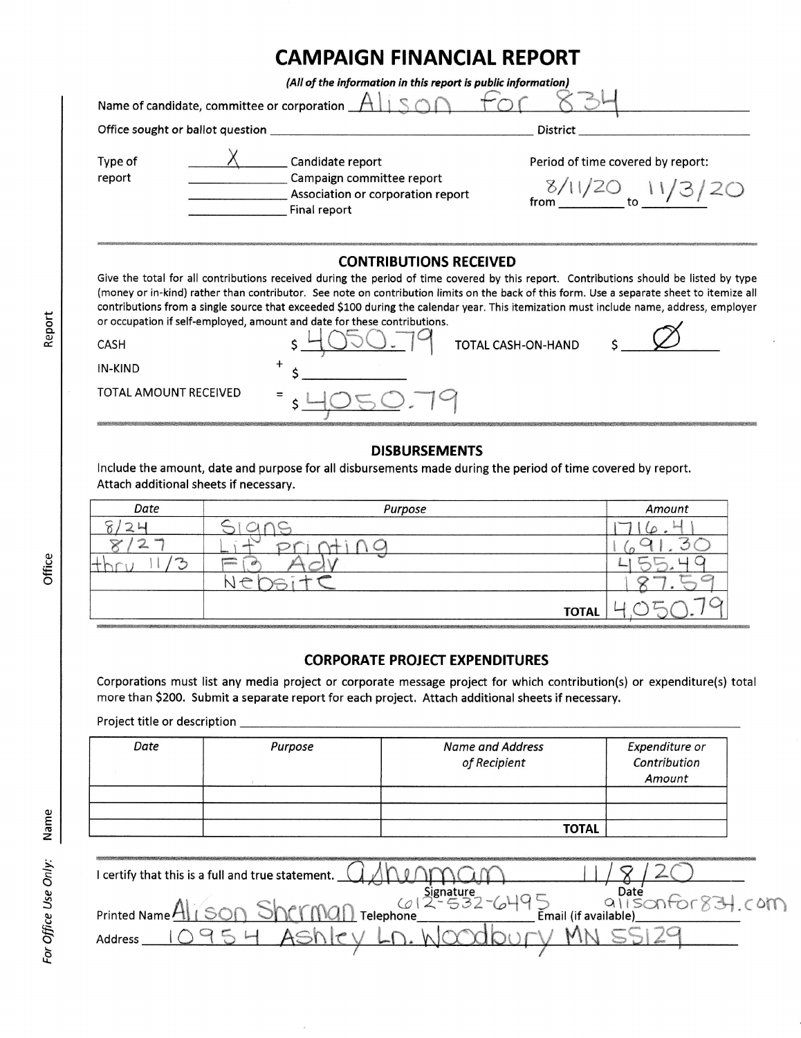# CAMPAIGN FINANCIAL REPORT

*(All of the information in this report is public information)*

Name of candidate, committee or corporation Alison for 834

Office sought or ballot question ______________________ District ______________________

Type of report

- X Candidate report
- ___ Campaign committee report
- ___ Association or corporation report
- ___ Final report

Period of time covered by report: from 8/11/20 to 11/3/20

## CONTRIBUTIONS RECEIVED

Give the total for all contributions received during the period of time covered by this report. Contributions should be listed by type (money or in-kind) rather than contributor. See note on contribution limits on the back of this form. Use a separate sheet to itemize all contributions from a single source that exceeded $100 during the calendar year. This itemization must include name, address, employer or occupation if self-employed, amount and date for these contributions.

CASH $ 4050.79 TOTAL CASH-ON-HAND $ Ø

IN-KIND + $ ______

TOTAL AMOUNT RECEIVED = $ 4050.79

## DISBURSEMENTS

Include the amount, date and purpose for all disbursements made during the period of time covered by report. Attach additional sheets if necessary.

| Date | Purpose | Amount |
|---|---|---|
| 8/24 | Signs | 1716.41 |
| 8/27 | Lit printing | 1691.30 |
| thru 11/3 | FB Adv | 455.49 |
| | Website | 187.59 |
| | **TOTAL** | 4050.79 |

## CORPORATE PROJECT EXPENDITURES

Corporations must list any media project or corporate message project for which contribution(s) or expenditure(s) total more than $200. Submit a separate report for each project. Attach additional sheets if necessary.

Project title or description ______________________

| Date | Purpose | Name and Address of Recipient | Expenditure or Contribution Amount |
|---|---|---|---|
| | | | |
| | | | |
| | | **TOTAL** | |

I certify that this is a full and true statement. ASherman (Signature) 11/8/20 (Date)

Printed Name Alison Sherman Telephone 612-532-6495 Email (if available) alisonfor834.com

Address 10954 Ashley Ln. Woodbury MN 55129

*For Office Use Only:* Name ______ Office ______ Report ______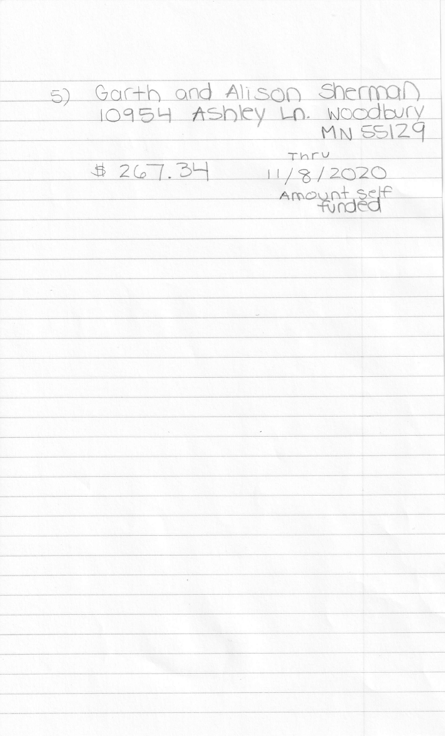5) Garth and Alison Sherman
10954 Ashley Ln. Woodbury
MN 55129

$ 267.34

Thru
11/8/2020
Amount self
funded